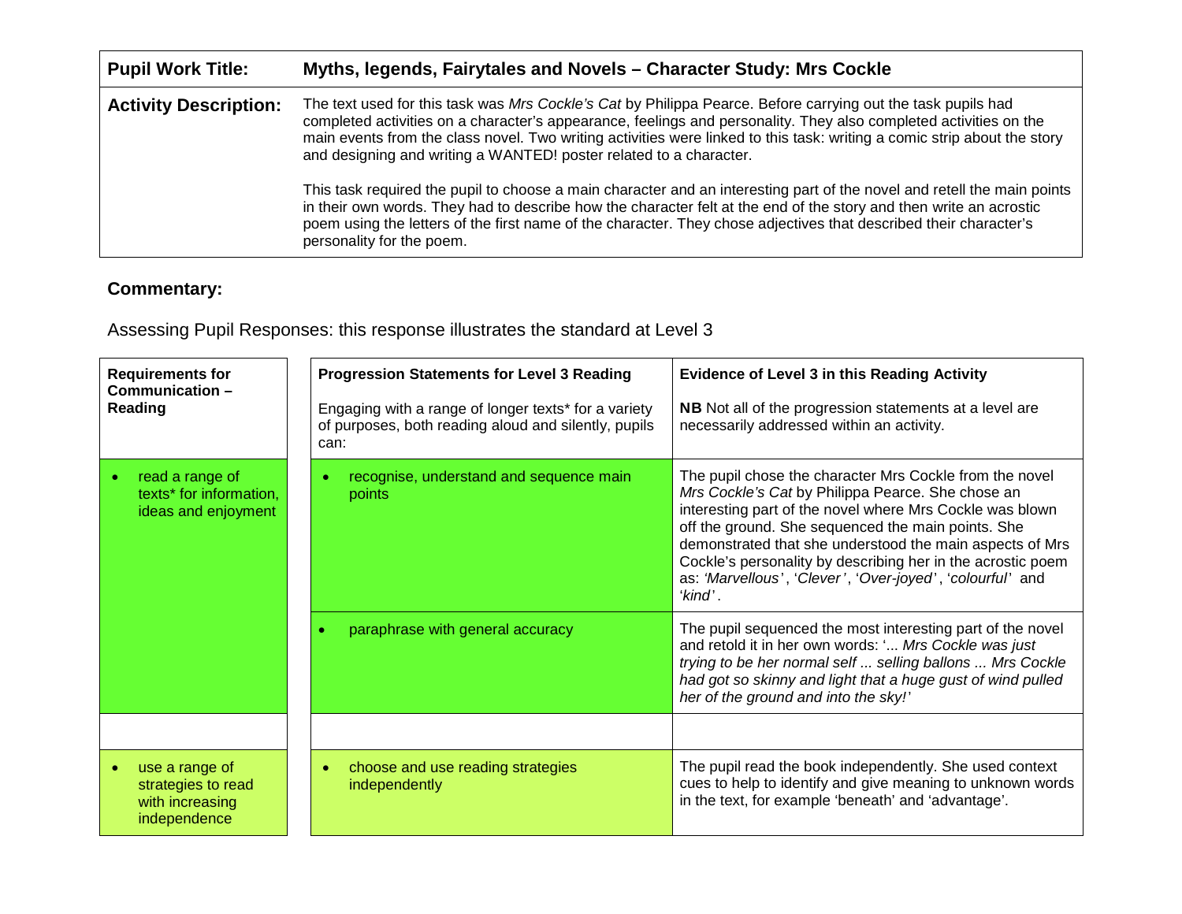| | |
|---|---|
| **Pupil Work Title:** | **Myths, legends, Fairytales and Novels – Character Study: Mrs Cockle** |
| **Activity Description:** | The text used for this task was *Mrs Cockle's Cat* by Philippa Pearce. Before carrying out the task pupils had completed activities on a character's appearance, feelings and personality. They also completed activities on the main events from the class novel. Two writing activities were linked to this task: writing a comic strip about the story and designing and writing a WANTED! poster related to a character.<br><br>This task required the pupil to choose a main character and an interesting part of the novel and retell the main points in their own words. They had to describe how the character felt at the end of the story and then write an acrostic poem using the letters of the first name of the character. They chose adjectives that described their character's personality for the poem. |

### Commentary:

Assessing Pupil Responses: this response illustrates the standard at Level 3

| **Requirements for Communication – Reading** | **Progression Statements for Level 3 Reading**<br><br>Engaging with a range of longer texts* for a variety of purposes, both reading aloud and silently, pupils can: | **Evidence of Level 3 in this Reading Activity**<br><br>**NB** Not all of the progression statements at a level are necessarily addressed within an activity. |
|---|---|---|
| • read a range of texts* for information, ideas and enjoyment | • recognise, understand and sequence main points | The pupil chose the character Mrs Cockle from the novel *Mrs Cockle's Cat* by Philippa Pearce. She chose an interesting part of the novel where Mrs Cockle was blown off the ground. She sequenced the main points. She demonstrated that she understood the main aspects of Mrs Cockle's personality by describing her in the acrostic poem as: *'Marvellous'*, '*Clever'*, '*Over-joyed'*, '*colourful'* and '*kind'*. |
| | • paraphrase with general accuracy | The pupil sequenced the most interesting part of the novel and retold it in her own words: '*... Mrs Cockle was just trying to be her normal self ... selling ballons ... Mrs Cockle had got so skinny and light that a huge gust of wind pulled her of the ground and into the sky!*' |
| | | |
| • use a range of strategies to read with increasing independence | • choose and use reading strategies independently | The pupil read the book independently. She used context cues to help to identify and give meaning to unknown words in the text, for example 'beneath' and 'advantage'. |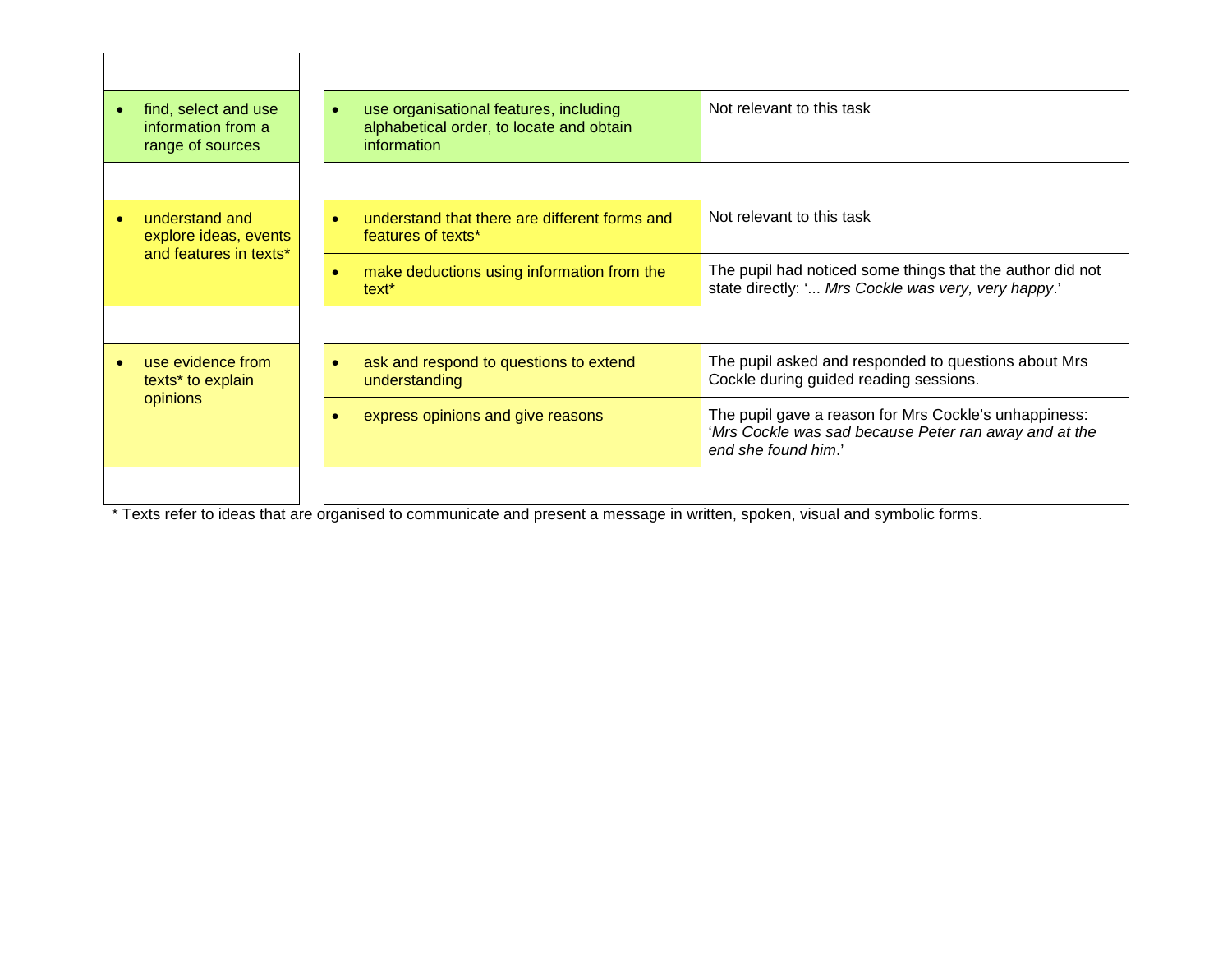| | | |
|---|---|---|
| | | |
| • find, select and use information from a range of sources | • use organisational features, including alphabetical order, to locate and obtain information | Not relevant to this task |
| | | |
| • understand and explore ideas, events and features in texts* | • understand that there are different forms and features of texts* | Not relevant to this task |
| | • make deductions using information from the text* | The pupil had noticed some things that the author did not state directly: '... *Mrs Cockle was very, very happy*.' |
| | | |
| • use evidence from texts* to explain opinions | • ask and respond to questions to extend understanding | The pupil asked and responded to questions about Mrs Cockle during guided reading sessions. |
| | • express opinions and give reasons | The pupil gave a reason for Mrs Cockle's unhappiness: '*Mrs Cockle was sad because Peter ran away and at the end she found him*.' |
| | | |

* Texts refer to ideas that are organised to communicate and present a message in written, spoken, visual and symbolic forms.